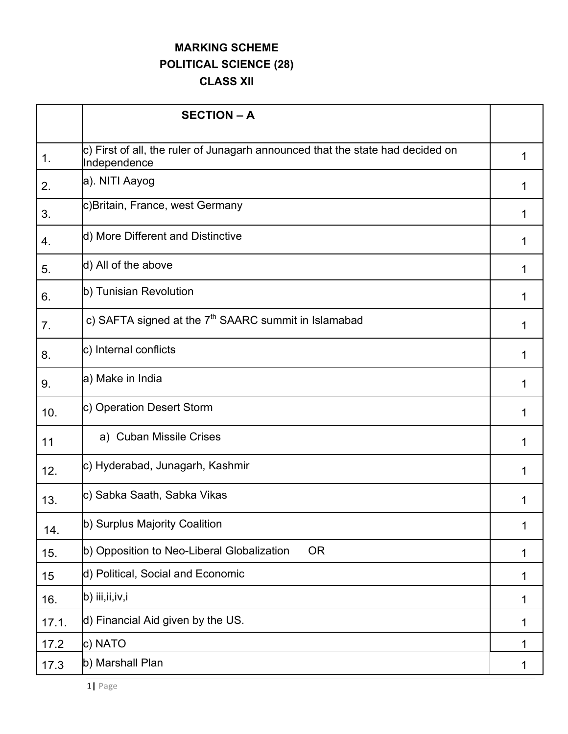**MARKING SCHEME**

**POLITICAL SCIENCE (28)**

**CLASS XII**

| | **SECTION – A** | |
|---|---|---|
| 1. | c) First of all, the ruler of Junagarh announced that the state had decided on Independence | 1 |
| 2. | a). NITI Aayog | 1 |
| 3. | c)Britain, France, west Germany | 1 |
| 4. | d) More Different and Distinctive | 1 |
| 5. | d) All of the above | 1 |
| 6. | b) Tunisian Revolution | 1 |
| 7. | c) SAFTA signed at the 7th SAARC summit in Islamabad | 1 |
| 8. | c) Internal conflicts | 1 |
| 9. | a) Make in India | 1 |
| 10. | c) Operation Desert Storm | 1 |
| 11 | a) Cuban Missile Crises | 1 |
| 12. | c) Hyderabad, Junagarh, Kashmir | 1 |
| 13. | c) Sabka Saath, Sabka Vikas | 1 |
| 14. | b) Surplus Majority Coalition | 1 |
| 15. | b) Opposition to Neo-Liberal Globalization OR | 1 |
| 15 | d) Political, Social and Economic | 1 |
| 16. | b) iii,ii,iv,i | 1 |
| 17.1. | d) Financial Aid given by the US. | 1 |
| 17.2 | c) NATO | 1 |
| 17.3 | b) Marshall Plan | 1 |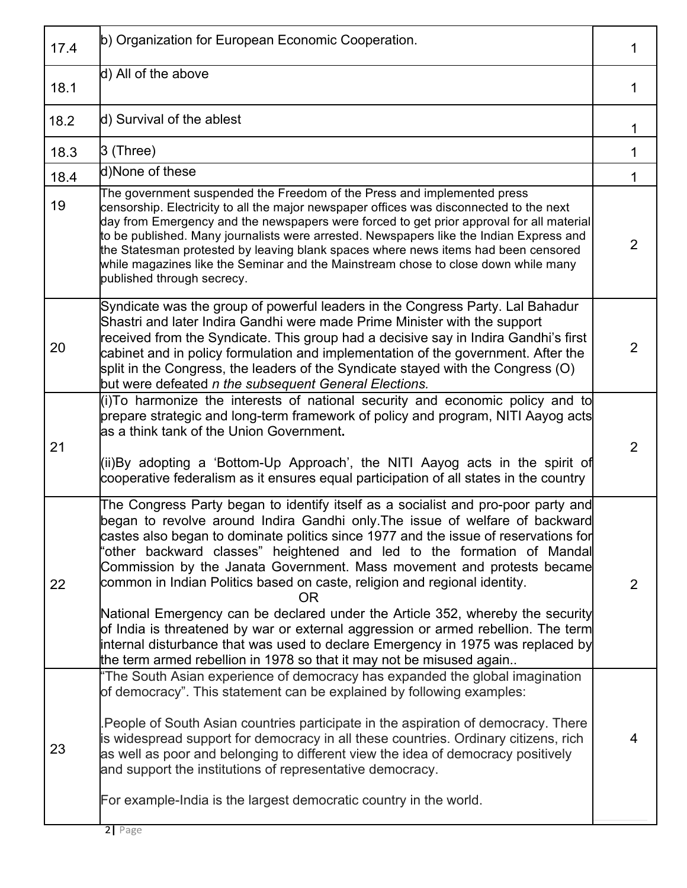| | | |
|---|---|---|
| 17.4 | b) Organization for European Economic Cooperation. | 1 |
| 18.1 | d) All of the above | 1 |
| 18.2 | d) Survival of the ablest | 1 |
| 18.3 | 3 (Three) | 1 |
| 18.4 | d)None of these | 1 |
| 19 | The government suspended the Freedom of the Press and implemented press censorship. Electricity to all the major newspaper offices was disconnected to the next day from Emergency and the newspapers were forced to get prior approval for all material to be published. Many journalists were arrested. Newspapers like the Indian Express and the Statesman protested by leaving blank spaces where news items had been censored while magazines like the Seminar and the Mainstream chose to close down while many published through secrecy. | 2 |
| 20 | Syndicate was the group of powerful leaders in the Congress Party. Lal Bahadur Shastri and later Indira Gandhi were made Prime Minister with the support received from the Syndicate. This group had a decisive say in Indira Gandhi's first cabinet and in policy formulation and implementation of the government. After the split in the Congress, the leaders of the Syndicate stayed with the Congress (O) but were defeated *n the subsequent General Elections.* | 2 |
| 21 | (i)To harmonize the interests of national security and economic policy and to prepare strategic and long-term framework of policy and program, NITI Aayog acts as a think tank of the Union Government**.**<br><br>(ii)By adopting a 'Bottom-Up Approach', the NITI Aayog acts in the spirit of cooperative federalism as it ensures equal participation of all states in the country | 2 |
| 22 | The Congress Party began to identify itself as a socialist and pro-poor party and began to revolve around Indira Gandhi only.The issue of welfare of backward castes also began to dominate politics since 1977 and the issue of reservations for "other backward classes" heightened and led to the formation of Mandal Commission by the Janata Government. Mass movement and protests became common in Indian Politics based on caste, religion and regional identity.<br>OR<br>National Emergency can be declared under the Article 352, whereby the security of India is threatened by war or external aggression or armed rebellion. The term internal disturbance that was used to declare Emergency in 1975 was replaced by the term armed rebellion in 1978 so that it may not be misused again.. | 2 |
| 23 | "The South Asian experience of democracy has expanded the global imagination of democracy". This statement can be explained by following examples:<br><br>.People of South Asian countries participate in the aspiration of democracy. There is widespread support for democracy in all these countries. Ordinary citizens, rich as well as poor and belonging to different view the idea of democracy positively and support the institutions of representative democracy.<br><br>For example-India is the largest democratic country in the world. | 4 |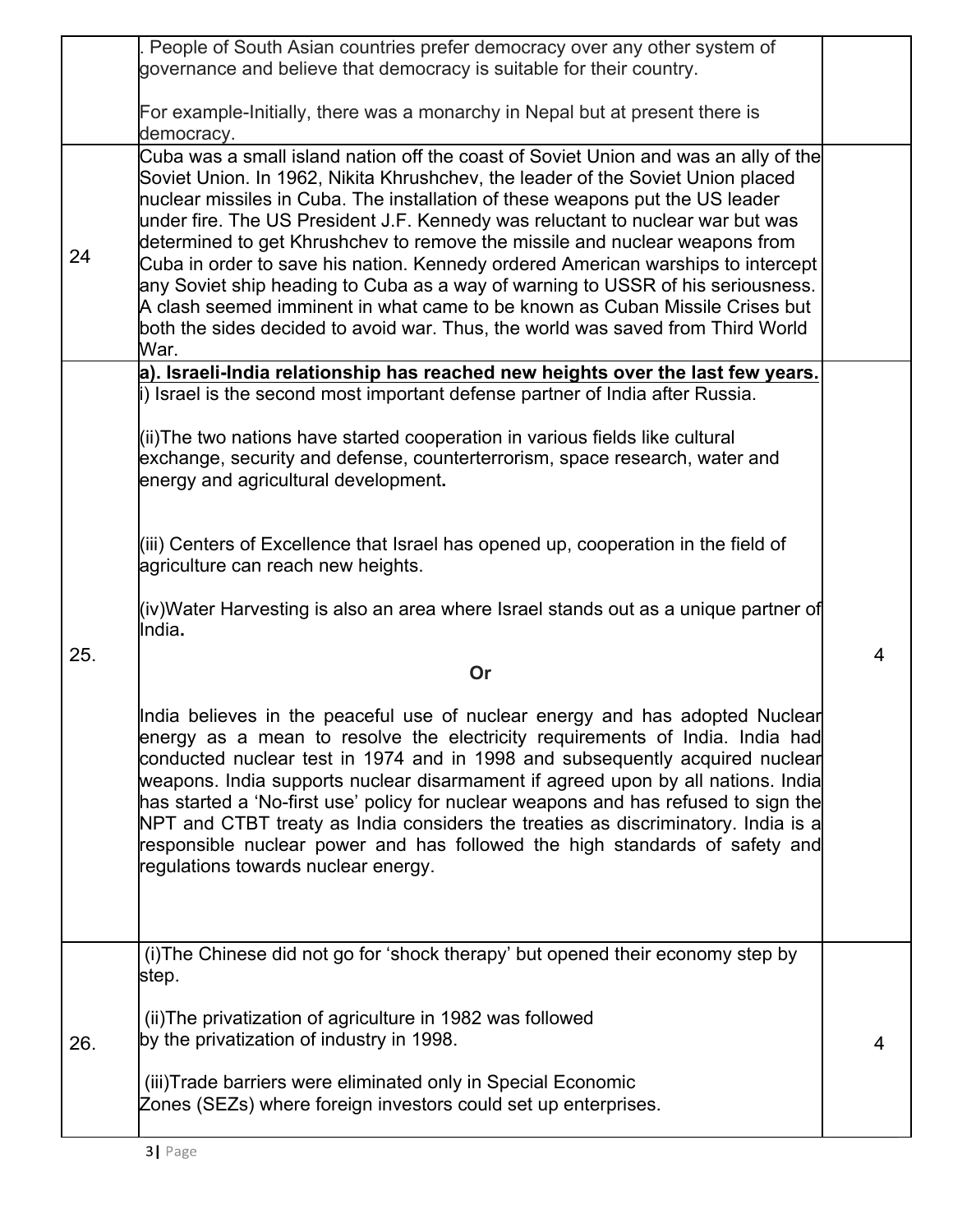| | | |
|---|---|---|
| | . People of South Asian countries prefer democracy over any other system of governance and believe that democracy is suitable for their country.<br><br>For example-Initially, there was a monarchy in Nepal but at present there is democracy. | |
| 24 | Cuba was a small island nation off the coast of Soviet Union and was an ally of the Soviet Union. In 1962, Nikita Khrushchev, the leader of the Soviet Union placed nuclear missiles in Cuba. The installation of these weapons put the US leader under fire. The US President J.F. Kennedy was reluctant to nuclear war but was determined to get Khrushchev to remove the missile and nuclear weapons from Cuba in order to save his nation. Kennedy ordered American warships to intercept any Soviet ship heading to Cuba as a way of warning to USSR of his seriousness. A clash seemed imminent in what came to be known as Cuban Missile Crises but both the sides decided to avoid war. Thus, the world was saved from Third World War. | |
| 25. | **a). Israeli-India relationship has reached new heights over the last few years.**<br>i) Israel is the second most important defense partner of India after Russia.<br><br>(ii)The two nations have started cooperation in various fields like cultural exchange, security and defense, counterterrorism, space research, water and energy and agricultural development**.**<br><br>(iii) Centers of Excellence that Israel has opened up, cooperation in the field of agriculture can reach new heights.<br><br>(iv)Water Harvesting is also an area where Israel stands out as a unique partner of India**.**<br><br>**Or**<br><br>India believes in the peaceful use of nuclear energy and has adopted Nuclear energy as a mean to resolve the electricity requirements of India. India had conducted nuclear test in 1974 and in 1998 and subsequently acquired nuclear weapons. India supports nuclear disarmament if agreed upon by all nations. India has started a 'No-first use' policy for nuclear weapons and has refused to sign the NPT and CTBT treaty as India considers the treaties as discriminatory. India is a responsible nuclear power and has followed the high standards of safety and regulations towards nuclear energy. | 4 |
| 26. | (i)The Chinese did not go for 'shock therapy' but opened their economy step by step.<br><br>(ii)The privatization of agriculture in 1982 was followed by the privatization of industry in 1998.<br><br>(iii)Trade barriers were eliminated only in Special Economic Zones (SEZs) where foreign investors could set up enterprises. | 4 |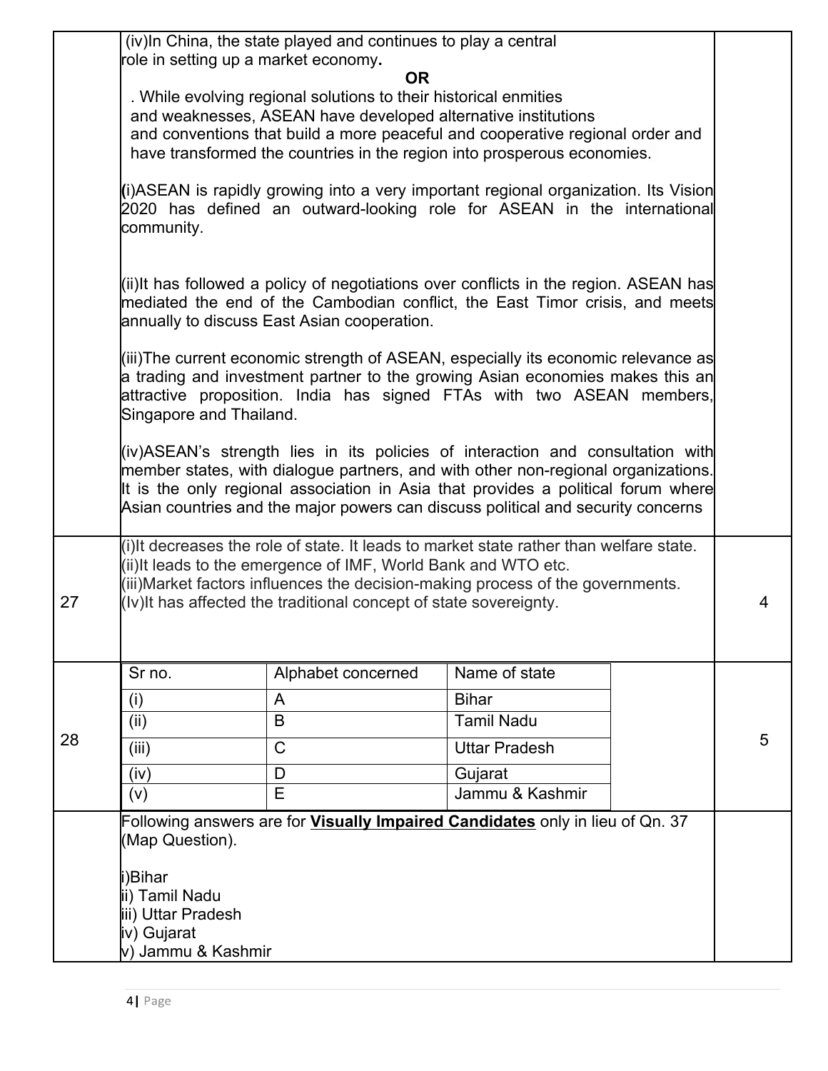| | | |
|---|---|---|
| | (iv)In China, the state played and continues to play a central role in setting up a market economy.<br><br>**OR**<br><br>. While evolving regional solutions to their historical enmities and weaknesses, ASEAN have developed alternative institutions and conventions that build a more peaceful and cooperative regional order and have transformed the countries in the region into prosperous economies.<br><br>(i)ASEAN is rapidly growing into a very important regional organization. Its Vision 2020 has defined an outward-looking role for ASEAN in the international community.<br><br>(ii)It has followed a policy of negotiations over conflicts in the region. ASEAN has mediated the end of the Cambodian conflict, the East Timor crisis, and meets annually to discuss East Asian cooperation.<br><br>(iii)The current economic strength of ASEAN, especially its economic relevance as a trading and investment partner to the growing Asian economies makes this an attractive proposition. India has signed FTAs with two ASEAN members, Singapore and Thailand.<br><br>(iv)ASEAN's strength lies in its policies of interaction and consultation with member states, with dialogue partners, and with other non-regional organizations. It is the only regional association in Asia that provides a political forum where Asian countries and the major powers can discuss political and security concerns | |
| 27 | (i)It decreases the role of state. It leads to market state rather than welfare state.<br>(ii)It leads to the emergence of IMF, World Bank and WTO etc.<br>(iii)Market factors influences the decision-making process of the governments.<br>(Iv)It has affected the traditional concept of state sovereignty. | 4 |
| 28 | (see table below) | 5 |

| Sr no. | Alphabet concerned | Name of state |
|---|---|---|
| (i) | A | Bihar |
| (ii) | B | Tamil Nadu |
| (iii) | C | Uttar Pradesh |
| (iv) | D | Gujarat |
| (v) | E | Jammu & Kashmir |

Following answers are for **Visually Impaired Candidates** only in lieu of Qn. 37 (Map Question).

i)Bihar
ii) Tamil Nadu
iii) Uttar Pradesh
iv) Gujarat
v) Jammu & Kashmir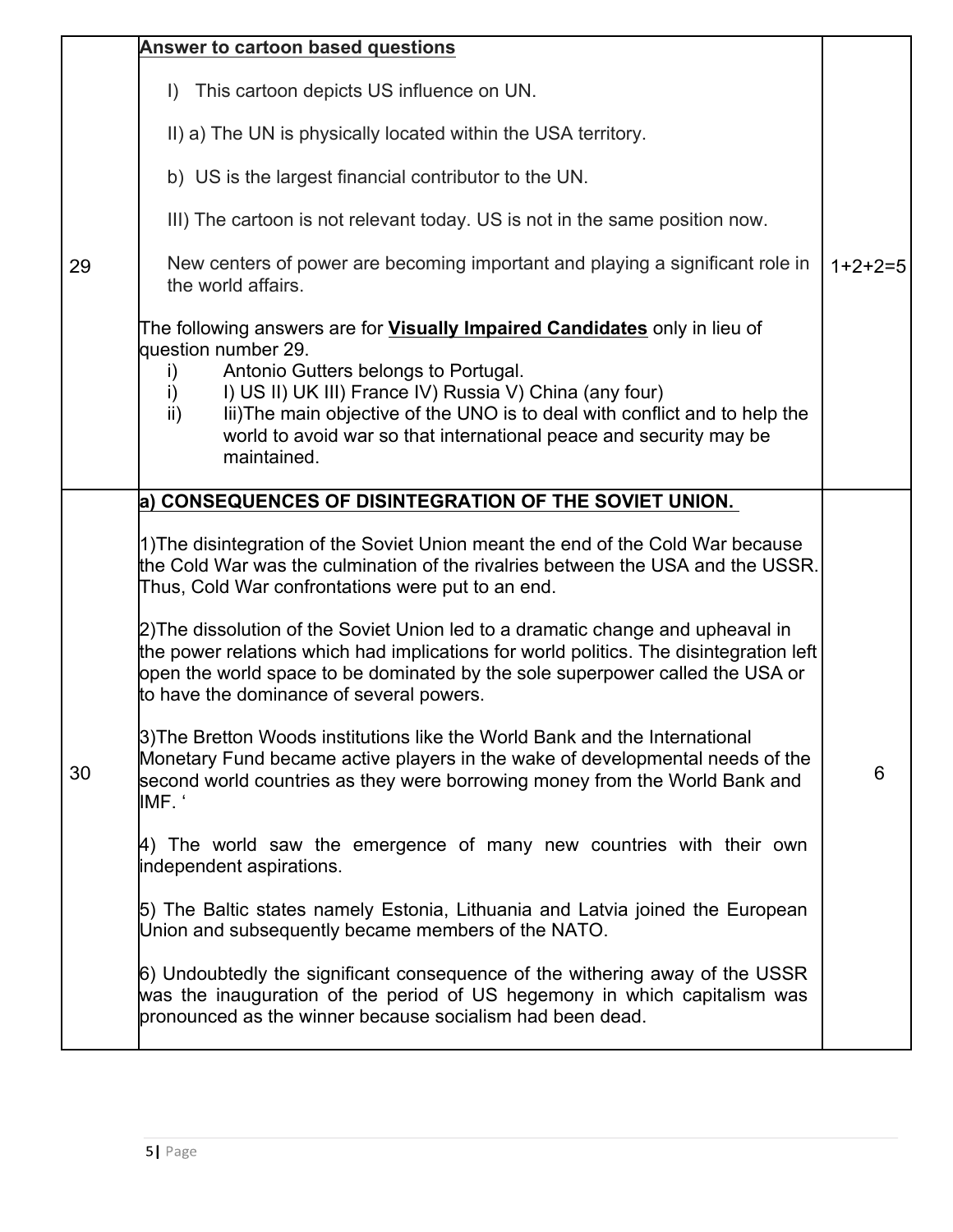| | | |
|---|---|---|
| 29 | **Answer to cartoon based questions**<br><br>I) This cartoon depicts US influence on UN.<br><br>II) a) The UN is physically located within the USA territory.<br><br>b) US is the largest financial contributor to the UN.<br><br>III) The cartoon is not relevant today. US is not in the same position now.<br><br>New centers of power are becoming important and playing a significant role in the world affairs.<br><br>The following answers are for **Visually Impaired Candidates** only in lieu of question number 29.<br>i) Antonio Gutters belongs to Portugal.<br>i) I) US II) UK III) France IV) Russia V) China (any four)<br>ii) Iii)The main objective of the UNO is to deal with conflict and to help the world to avoid war so that international peace and security may be maintained. | 1+2+2=5 |
| 30 | **a) CONSEQUENCES OF DISINTEGRATION OF THE SOVIET UNION.**<br><br>1)The disintegration of the Soviet Union meant the end of the Cold War because the Cold War was the culmination of the rivalries between the USA and the USSR. Thus, Cold War confrontations were put to an end.<br><br>2)The dissolution of the Soviet Union led to a dramatic change and upheaval in the power relations which had implications for world politics. The disintegration left open the world space to be dominated by the sole superpower called the USA or to have the dominance of several powers.<br><br>3)The Bretton Woods institutions like the World Bank and the International Monetary Fund became active players in the wake of developmental needs of the second world countries as they were borrowing money from the World Bank and IMF. '<br><br>4) The world saw the emergence of many new countries with their own independent aspirations.<br><br>5) The Baltic states namely Estonia, Lithuania and Latvia joined the European Union and subsequently became members of the NATO.<br><br>6) Undoubtedly the significant consequence of the withering away of the USSR was the inauguration of the period of US hegemony in which capitalism was pronounced as the winner because socialism had been dead. | 6 |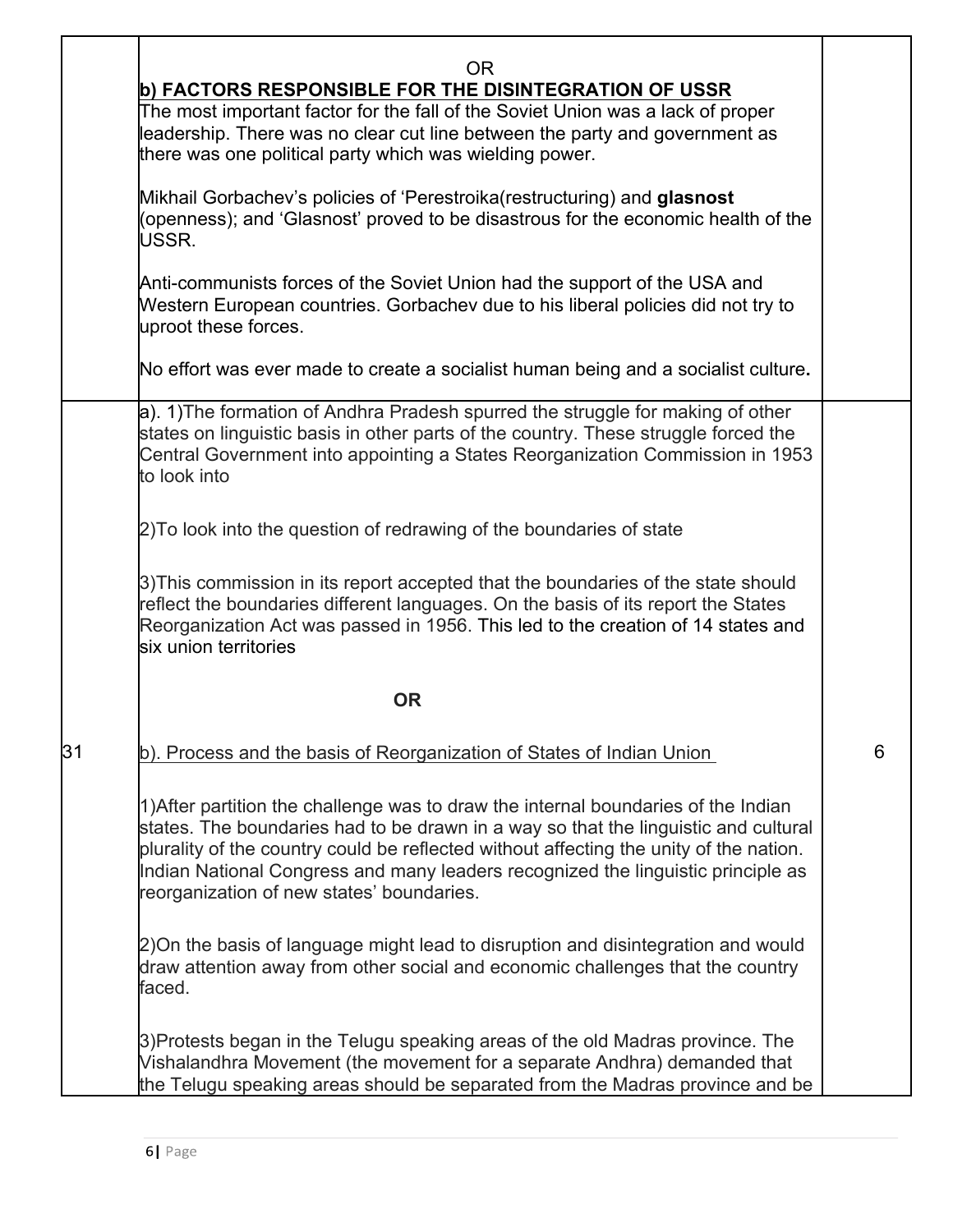| | | |
|---|---|---|
| | OR<br>**b) FACTORS RESPONSIBLE FOR THE DISINTEGRATION OF USSR**<br>The most important factor for the fall of the Soviet Union was a lack of proper leadership. There was no clear cut line between the party and government as there was one political party which was wielding power.<br><br>Mikhail Gorbachev's policies of 'Perestroika(restructuring) and **glasnost** (openness); and 'Glasnost' proved to be disastrous for the economic health of the USSR.<br><br>Anti-communists forces of the Soviet Union had the support of the USA and Western European countries. Gorbachev due to his liberal policies did not try to uproot these forces.<br><br>No effort was ever made to create a socialist human being and a socialist culture**.** | |
| 31 | a). 1)The formation of Andhra Pradesh spurred the struggle for making of other states on linguistic basis in other parts of the country. These struggle forced the Central Government into appointing a States Reorganization Commission in 1953 to look into<br><br>2)To look into the question of redrawing of the boundaries of state<br><br>3)This commission in its report accepted that the boundaries of the state should reflect the boundaries different languages. On the basis of its report the States Reorganization Act was passed in 1956. This led to the creation of 14 states and six union territories<br><br>**OR**<br><br>b). Process and the basis of Reorganization of States of Indian Union<br><br>1)After partition the challenge was to draw the internal boundaries of the Indian states. The boundaries had to be drawn in a way so that the linguistic and cultural plurality of the country could be reflected without affecting the unity of the nation. Indian National Congress and many leaders recognized the linguistic principle as reorganization of new states' boundaries.<br><br>2)On the basis of language might lead to disruption and disintegration and would draw attention away from other social and economic challenges that the country faced.<br><br>3)Protests began in the Telugu speaking areas of the old Madras province. The Vishalandhra Movement (the movement for a separate Andhra) demanded that the Telugu speaking areas should be separated from the Madras province and be | 6 |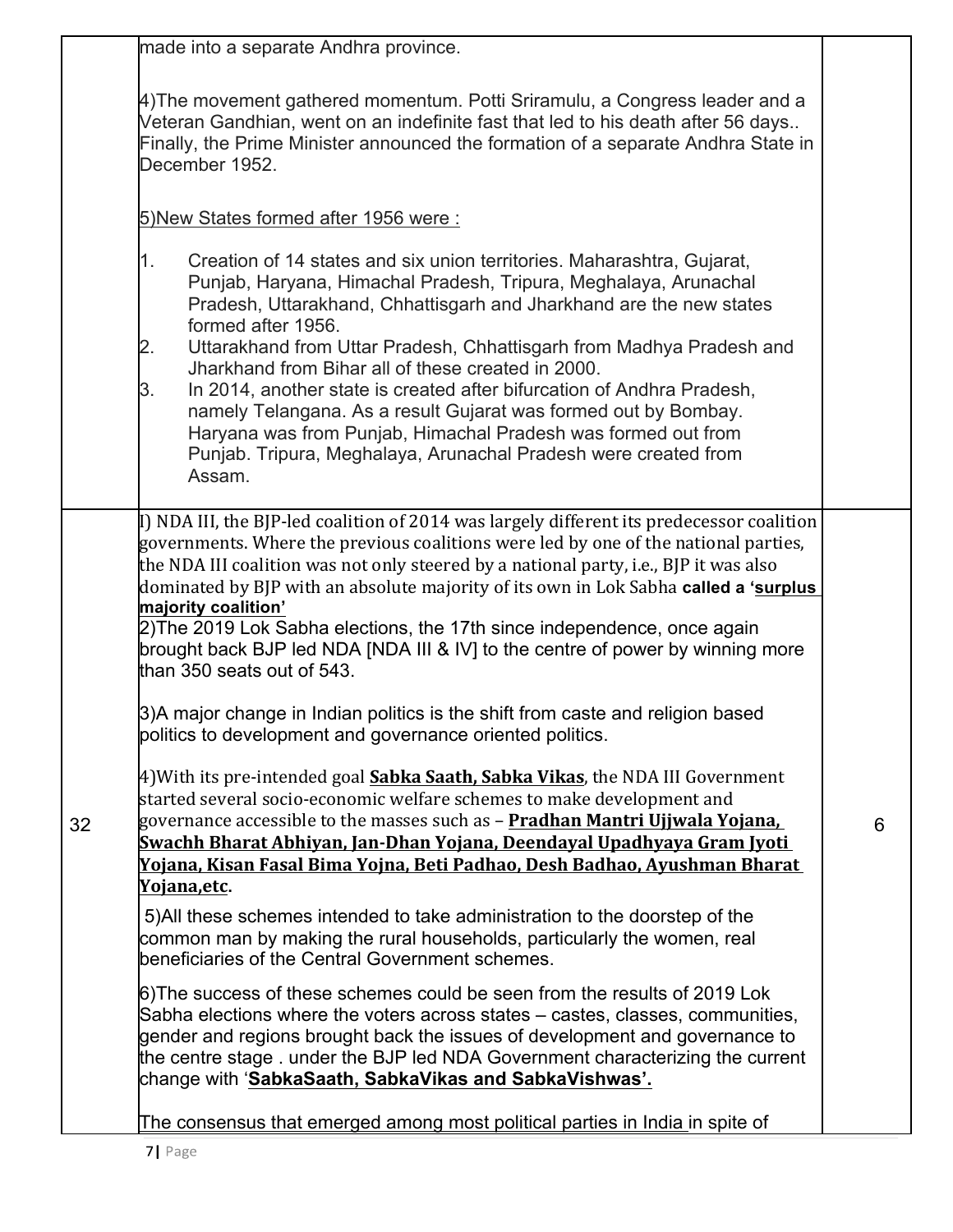| | | |
|---|---|---|
| | made into a separate Andhra province.<br><br>4)The movement gathered momentum. Potti Sriramulu, a Congress leader and a Veteran Gandhian, went on an indefinite fast that led to his death after 56 days.. Finally, the Prime Minister announced the formation of a separate Andhra State in December 1952.<br><br><u>5)New States formed after 1956 were :</u><br><br>1. Creation of 14 states and six union territories. Maharashtra, Gujarat, Punjab, Haryana, Himachal Pradesh, Tripura, Meghalaya, Arunachal Pradesh, Uttarakhand, Chhattisgarh and Jharkhand are the new states formed after 1956.<br>2. Uttarakhand from Uttar Pradesh, Chhattisgarh from Madhya Pradesh and Jharkhand from Bihar all of these created in 2000.<br>3. In 2014, another state is created after bifurcation of Andhra Pradesh, namely Telangana. As a result Gujarat was formed out by Bombay. Haryana was from Punjab, Himachal Pradesh was formed out from Punjab. Tripura, Meghalaya, Arunachal Pradesh were created from Assam. | |
| 32 | I) NDA III, the BJP-led coalition of 2014 was largely different its predecessor coalition governments. Where the previous coalitions were led by one of the national parties, the NDA III coalition was not only steered by a national party, i.e., BJP it was also dominated by BJP with an absolute majority of its own in Lok Sabha **called a '<u>surplus majority coalition'</u>**<br>2)The 2019 Lok Sabha elections, the 17th since independence, once again brought back BJP led NDA [NDA III & IV] to the centre of power by winning more than 350 seats out of 543.<br><br>3)A major change in Indian politics is the shift from caste and religion based politics to development and governance oriented politics.<br><br>4)With its pre-intended goal **<u>Sabka Saath, Sabka Vikas</u>**, the NDA III Government started several socio-economic welfare schemes to make development and governance accessible to the masses such as – **<u>Pradhan Mantri Ujjwala Yojana, Swachh Bharat Abhiyan, Jan-Dhan Yojana, Deendayal Upadhyaya Gram Jyoti Yojana, Kisan Fasal Bima Yojna, Beti Padhao, Desh Badhao, Ayushman Bharat Yojana,etc</u>.**<br><br>5)All these schemes intended to take administration to the doorstep of the common man by making the rural households, particularly the women, real beneficiaries of the Central Government schemes.<br><br>6)The success of these schemes could be seen from the results of 2019 Lok Sabha elections where the voters across states – castes, classes, communities, gender and regions brought back the issues of development and governance to the centre stage . under the BJP led NDA Government characterizing the current change with '**<u>SabkaSaath, SabkaVikas and SabkaVishwas'.</u>**<br><br><u>The consensus that emerged among most political parties in India</u> in spite of | 6 |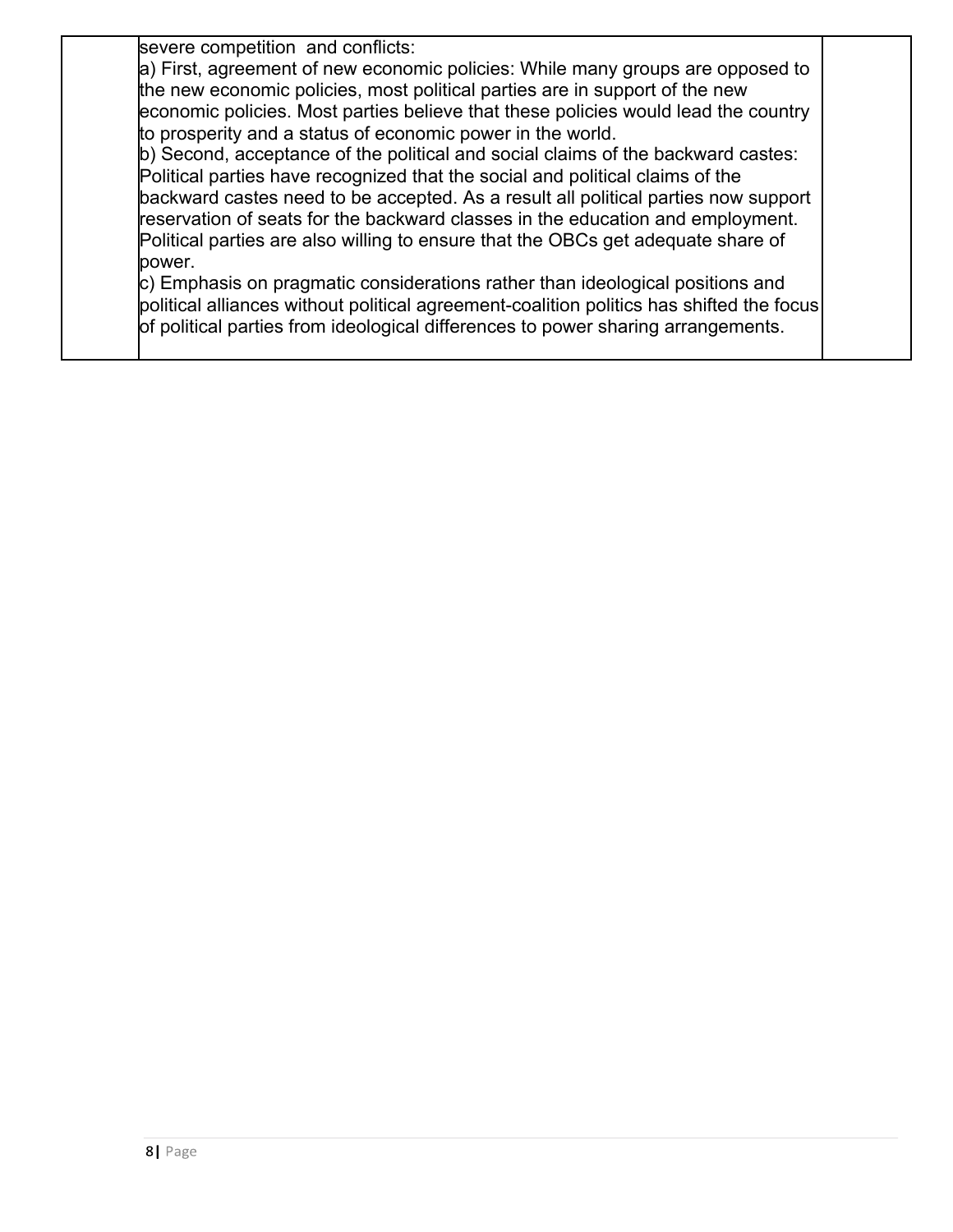| | | |
|---|---|---|
| | severe competition and conflicts:<br>a) First, agreement of new economic policies: While many groups are opposed to the new economic policies, most political parties are in support of the new economic policies. Most parties believe that these policies would lead the country to prosperity and a status of economic power in the world.<br>b) Second, acceptance of the political and social claims of the backward castes: Political parties have recognized that the social and political claims of the backward castes need to be accepted. As a result all political parties now support reservation of seats for the backward classes in the education and employment. Political parties are also willing to ensure that the OBCs get adequate share of power.<br>c) Emphasis on pragmatic considerations rather than ideological positions and political alliances without political agreement-coalition politics has shifted the focus of political parties from ideological differences to power sharing arrangements. | |